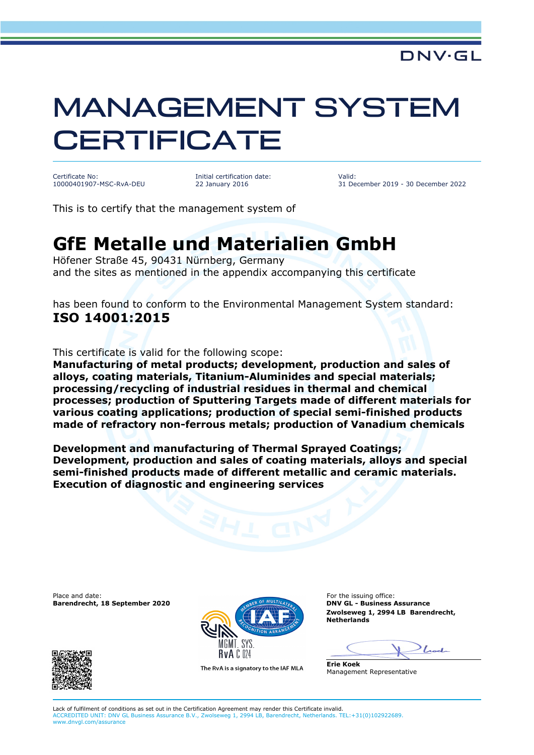DNV·GL

# MANAGEMENT SYSTEM CERTIFICATE

Certificate No:
10000401907-MSC-RvA-DEU

Initial certification date:
22 January 2016

Valid:
31 December 2019 - 30 December 2022

This is to certify that the management system of

## GfE Metalle und Materialien GmbH

Höfener Straße 45, 90431 Nürnberg, Germany
and the sites as mentioned in the appendix accompanying this certificate

has been found to conform to the Environmental Management System standard:
**ISO 14001:2015**

This certificate is valid for the following scope:
**Manufacturing of metal products; development, production and sales of alloys, coating materials, Titanium-Aluminides and special materials; processing/recycling of industrial residues in thermal and chemical processes; production of Sputtering Targets made of different materials for various coating applications; production of special semi-finished products made of refractory non-ferrous metals; production of Vanadium chemicals**

**Development and manufacturing of Thermal Sprayed Coatings; Development, production and sales of coating materials, alloys and special semi-finished products made of different metallic and ceramic materials. Execution of diagnostic and engineering services**

Place and date:
**Barendrecht, 18 September 2020**

MGMT. SYS.
RvA C 024
The RvA is a signatory to the IAF MLA

For the issuing office:
**DNV GL - Business Assurance**
**Zwolseweg 1, 2994 LB Barendrecht, Netherlands**

**Erie Koek**
Management Representative

Lack of fulfilment of conditions as set out in the Certification Agreement may render this Certificate invalid.
ACCREDITED UNIT: DNV GL Business Assurance B.V., Zwolseweg 1, 2994 LB, Barendrecht, Netherlands. TEL:+31(0)102922689. www.dnvgl.com/assurance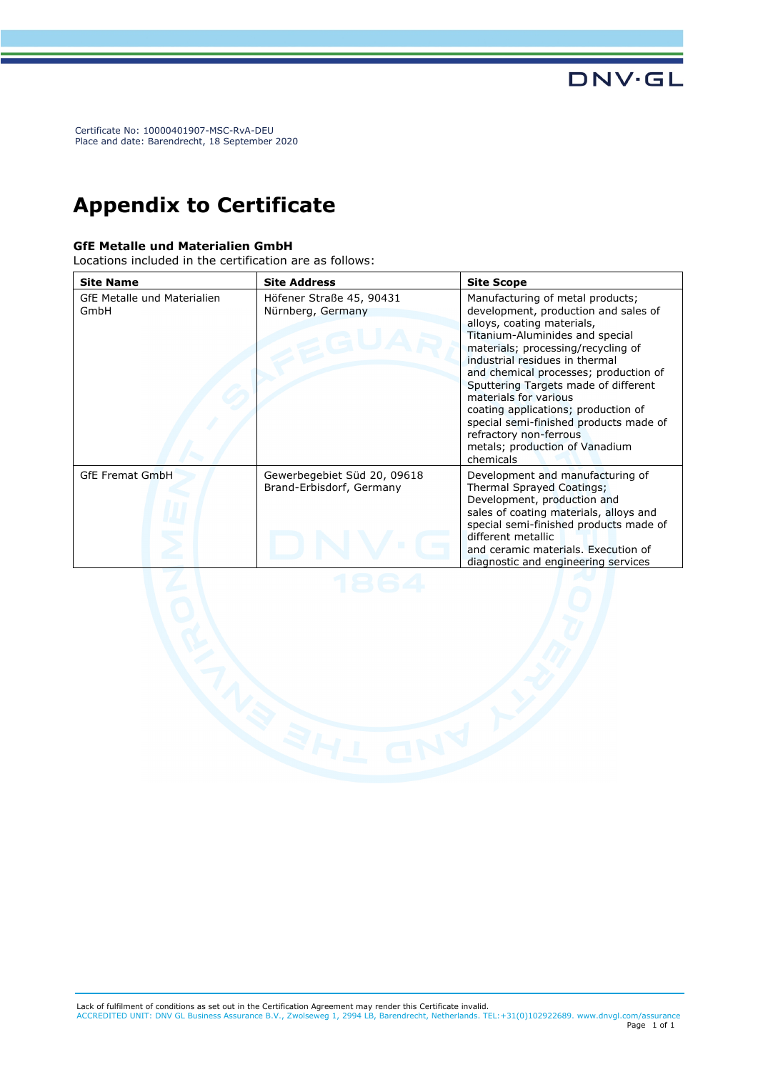Certificate No: 10000401907-MSC-RvA-DEU
Place and date: Barendrecht, 18 September 2020

# Appendix to Certificate

**GfE Metalle und Materialien GmbH**
Locations included in the certification are as follows:

| Site Name | Site Address | Site Scope |
|---|---|---|
| GfE Metalle und Materialien GmbH | Höfener Straße 45, 90431 Nürnberg, Germany | Manufacturing of metal products; development, production and sales of alloys, coating materials, Titanium-Aluminides and special materials; processing/recycling of industrial residues in thermal and chemical processes; production of Sputtering Targets made of different materials for various coating applications; production of special semi-finished products made of refractory non-ferrous metals; production of Vanadium chemicals |
| GfE Fremat GmbH | Gewerbegebiet Süd 20, 09618 Brand-Erbisdorf, Germany | Development and manufacturing of Thermal Sprayed Coatings; Development, production and sales of coating materials, alloys and special semi-finished products made of different metallic and ceramic materials. Execution of diagnostic and engineering services |

Lack of fulfilment of conditions as set out in the Certification Agreement may render this Certificate invalid.
ACCREDITED UNIT: DNV GL Business Assurance B.V., Zwolseweg 1, 2994 LB, Barendrecht, Netherlands. TEL:+31(0)102922689. www.dnvgl.com/assurance